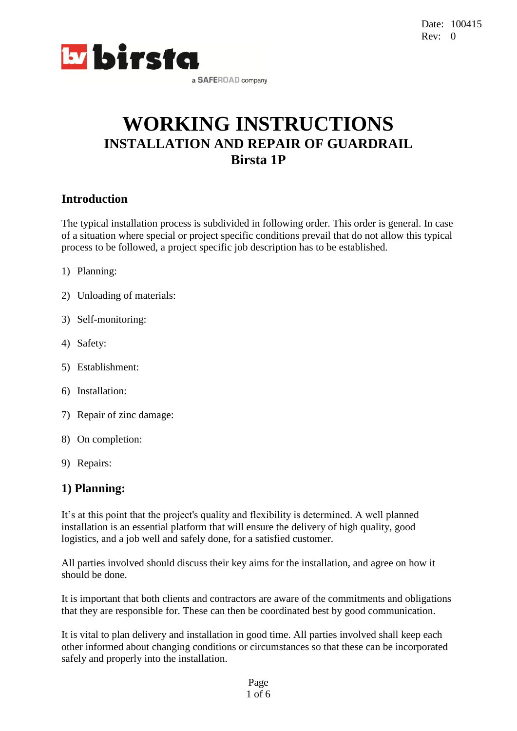Date: 100415
Rev: 0

birsta
a SAFEROAD company

# WORKING INSTRUCTIONS

## INSTALLATION AND REPAIR OF GUARDRAIL

## Birsta 1P

## Introduction

The typical installation process is subdivided in following order. This order is general. In case of a situation where special or project specific conditions prevail that do not allow this typical process to be followed, a project specific job description has to be established.

1) Planning:

2) Unloading of materials:

3) Self-monitoring:

4) Safety:

5) Establishment:

6) Installation:

7) Repair of zinc damage:

8) On completion:

9) Repairs:

## 1) Planning:

It's at this point that the project's quality and flexibility is determined. A well planned installation is an essential platform that will ensure the delivery of high quality, good logistics, and a job well and safely done, for a satisfied customer.

All parties involved should discuss their key aims for the installation, and agree on how it should be done.

It is important that both clients and contractors are aware of the commitments and obligations that they are responsible for. These can then be coordinated best by good communication.

It is vital to plan delivery and installation in good time. All parties involved shall keep each other informed about changing conditions or circumstances so that these can be incorporated safely and properly into the installation.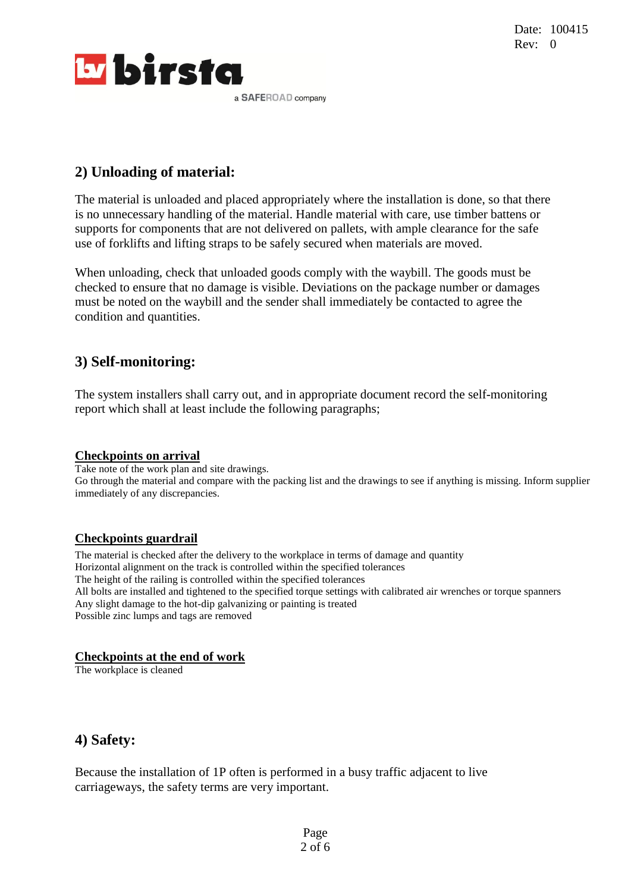## 2) Unloading of material:

The material is unloaded and placed appropriately where the installation is done, so that there is no unnecessary handling of the material. Handle material with care, use timber battens or supports for components that are not delivered on pallets, with ample clearance for the safe use of forklifts and lifting straps to be safely secured when materials are moved.

When unloading, check that unloaded goods comply with the waybill. The goods must be checked to ensure that no damage is visible. Deviations on the package number or damages must be noted on the waybill and the sender shall immediately be contacted to agree the condition and quantities.

## 3) Self-monitoring:

The system installers shall carry out, and in appropriate document record the self-monitoring report which shall at least include the following paragraphs;

### Checkpoints on arrival

Take note of the work plan and site drawings.
Go through the material and compare with the packing list and the drawings to see if anything is missing. Inform supplier immediately of any discrepancies.

### Checkpoints guardrail

The material is checked after the delivery to the workplace in terms of damage and quantity
Horizontal alignment on the track is controlled within the specified tolerances
The height of the railing is controlled within the specified tolerances
All bolts are installed and tightened to the specified torque settings with calibrated air wrenches or torque spanners
Any slight damage to the hot-dip galvanizing or painting is treated
Possible zinc lumps and tags are removed

### Checkpoints at the end of work

The workplace is cleaned

## 4) Safety:

Because the installation of 1P often is performed in a busy traffic adjacent to live carriageways, the safety terms are very important.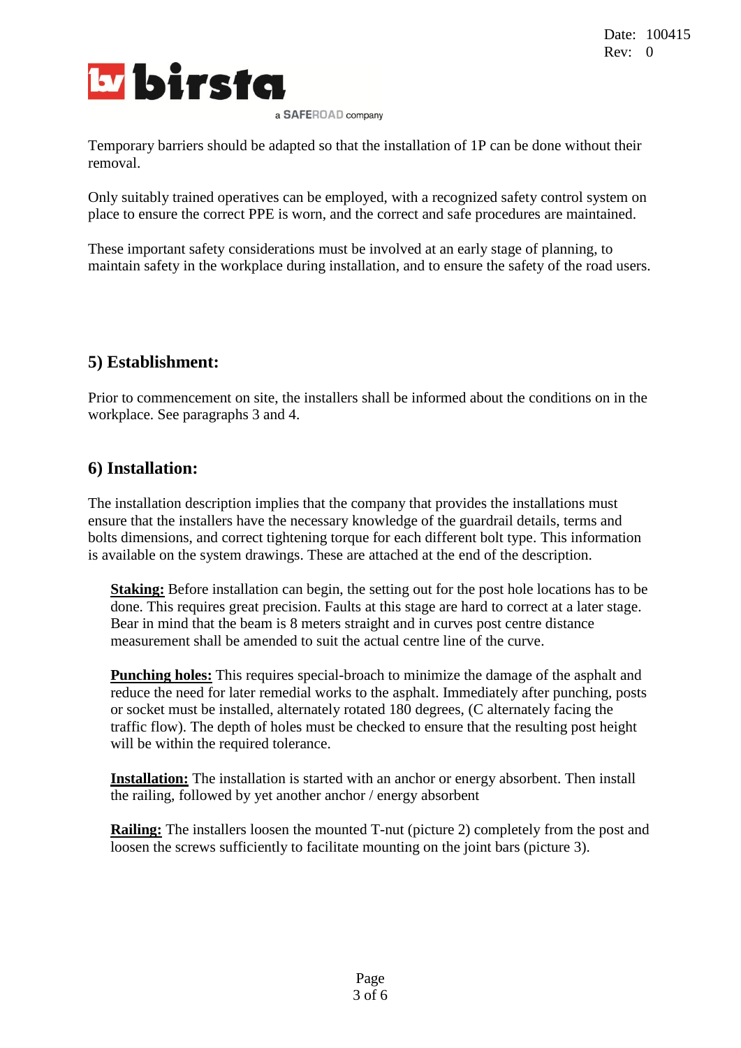Temporary barriers should be adapted so that the installation of 1P can be done without their removal.

Only suitably trained operatives can be employed, with a recognized safety control system on place to ensure the correct PPE is worn, and the correct and safe procedures are maintained.

These important safety considerations must be involved at an early stage of planning, to maintain safety in the workplace during installation, and to ensure the safety of the road users.

## 5) Establishment:

Prior to commencement on site, the installers shall be informed about the conditions on in the workplace. See paragraphs 3 and 4.

## 6) Installation:

The installation description implies that the company that provides the installations must ensure that the installers have the necessary knowledge of the guardrail details, terms and bolts dimensions, and correct tightening torque for each different bolt type. This information is available on the system drawings. These are attached at the end of the description.

**Staking:** Before installation can begin, the setting out for the post hole locations has to be done. This requires great precision. Faults at this stage are hard to correct at a later stage. Bear in mind that the beam is 8 meters straight and in curves post centre distance measurement shall be amended to suit the actual centre line of the curve.

**Punching holes:** This requires special-broach to minimize the damage of the asphalt and reduce the need for later remedial works to the asphalt. Immediately after punching, posts or socket must be installed, alternately rotated 180 degrees, (C alternately facing the traffic flow). The depth of holes must be checked to ensure that the resulting post height will be within the required tolerance.

**Installation:** The installation is started with an anchor or energy absorbent. Then install the railing, followed by yet another anchor / energy absorbent

**Railing:** The installers loosen the mounted T-nut (picture 2) completely from the post and loosen the screws sufficiently to facilitate mounting on the joint bars (picture 3).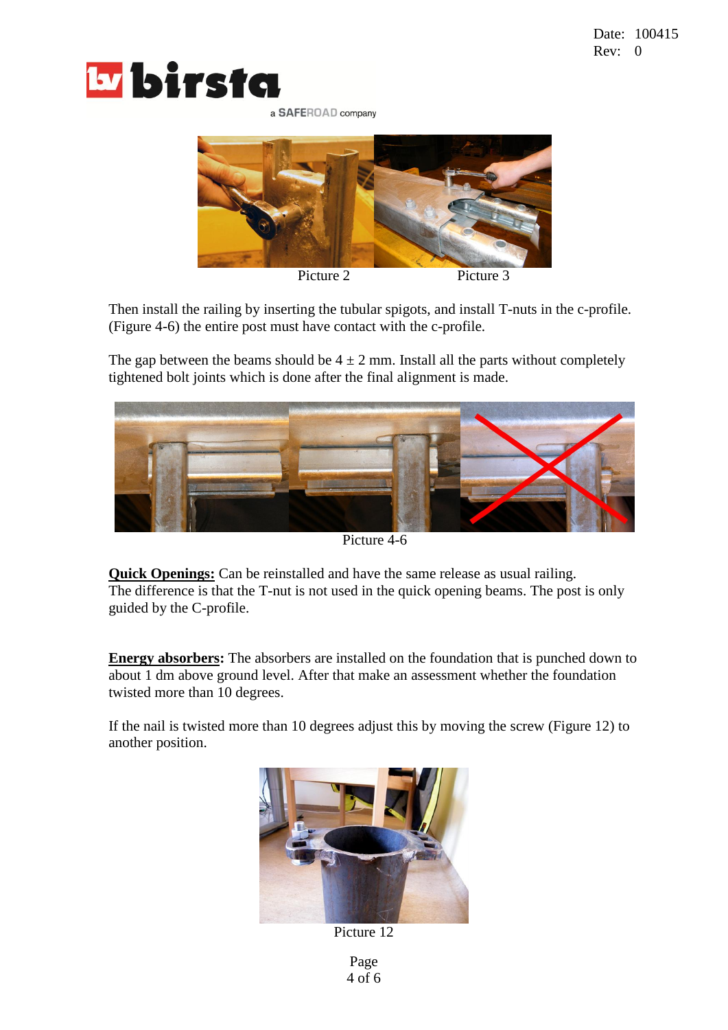Picture 2 Picture 3

Then install the railing by inserting the tubular spigots, and install T-nuts in the c-profile. (Figure 4-6) the entire post must have contact with the c-profile.

The gap between the beams should be $4 \pm 2$ mm. Install all the parts without completely tightened bolt joints which is done after the final alignment is made.

Picture 4-6

**Quick Openings:** Can be reinstalled and have the same release as usual railing.
The difference is that the T-nut is not used in the quick opening beams. The post is only guided by the C-profile.

**Energy absorbers:** The absorbers are installed on the foundation that is punched down to about 1 dm above ground level. After that make an assessment whether the foundation twisted more than 10 degrees.

If the nail is twisted more than 10 degrees adjust this by moving the screw (Figure 12) to another position.

Picture 12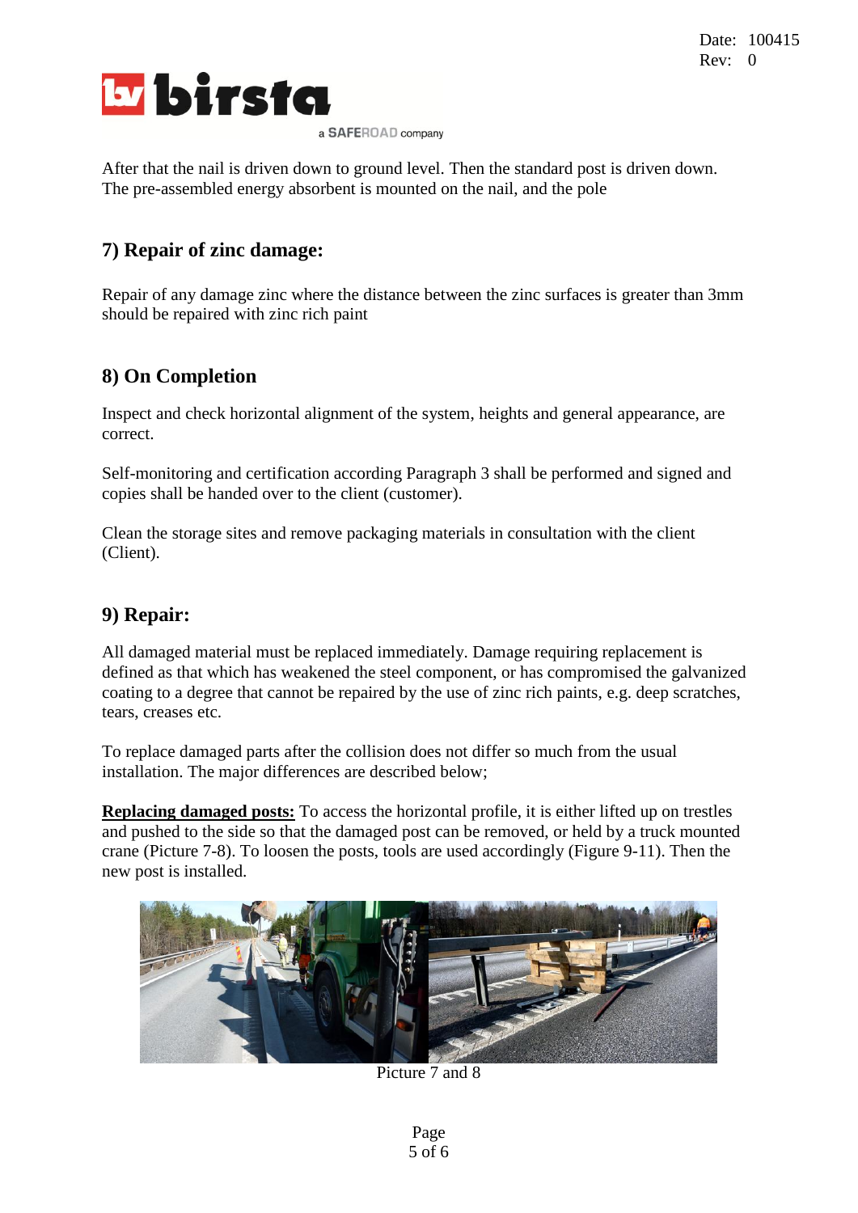After that the nail is driven down to ground level. Then the standard post is driven down. The pre-assembled energy absorbent is mounted on the nail, and the pole

## 7) Repair of zinc damage:

Repair of any damage zinc where the distance between the zinc surfaces is greater than 3mm should be repaired with zinc rich paint

## 8) On Completion

Inspect and check horizontal alignment of the system, heights and general appearance, are correct.

Self-monitoring and certification according Paragraph 3 shall be performed and signed and copies shall be handed over to the client (customer).

Clean the storage sites and remove packaging materials in consultation with the client (Client).

## 9) Repair:

All damaged material must be replaced immediately. Damage requiring replacement is defined as that which has weakened the steel component, or has compromised the galvanized coating to a degree that cannot be repaired by the use of zinc rich paints, e.g. deep scratches, tears, creases etc.

To replace damaged parts after the collision does not differ so much from the usual installation. The major differences are described below;

**Replacing damaged posts:** To access the horizontal profile, it is either lifted up on trestles and pushed to the side so that the damaged post can be removed, or held by a truck mounted crane (Picture 7-8). To loosen the posts, tools are used accordingly (Figure 9-11). Then the new post is installed.

Picture 7 and 8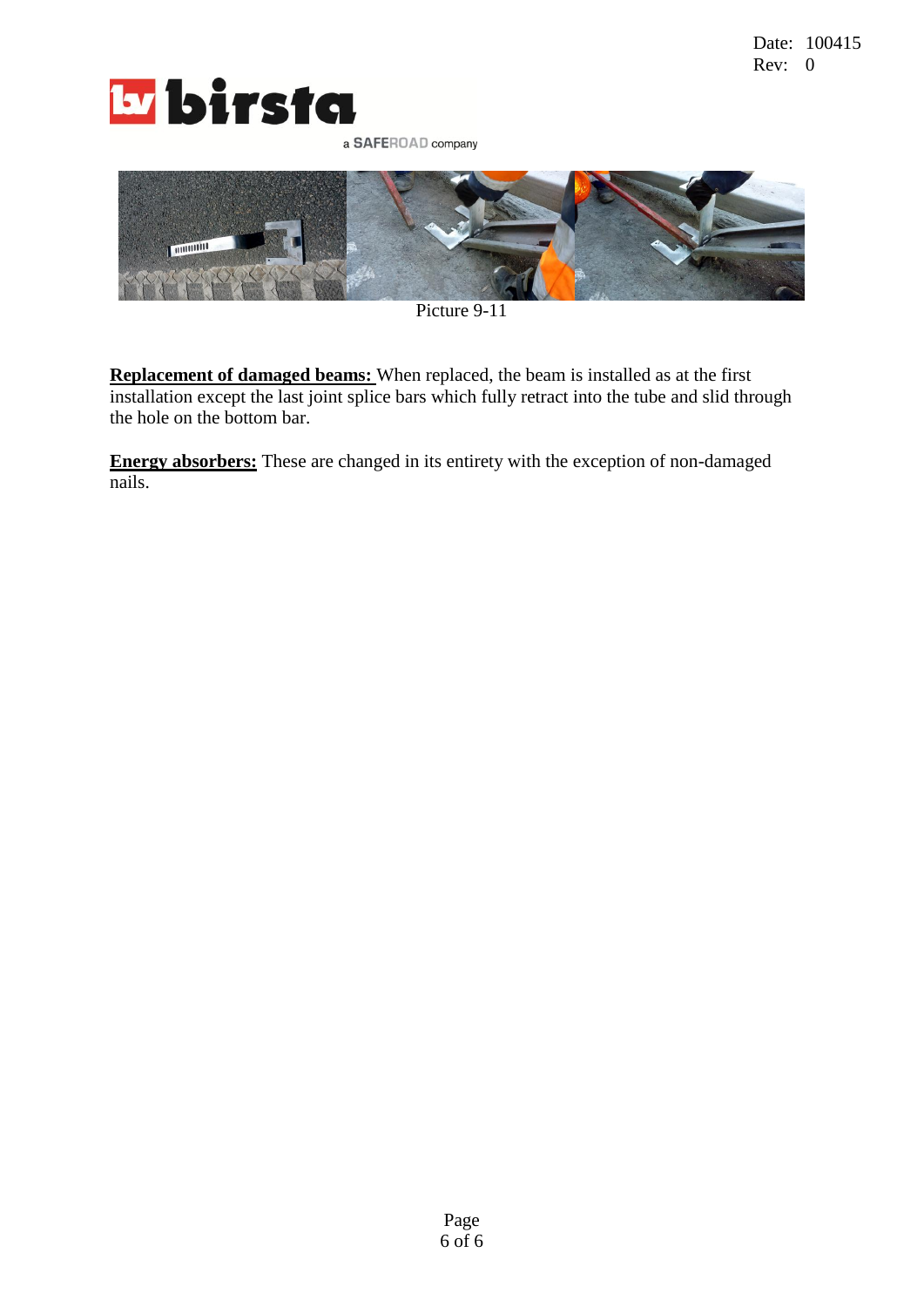Picture 9-11

**Replacement of damaged beams:** When replaced, the beam is installed as at the first installation except the last joint splice bars which fully retract into the tube and slid through the hole on the bottom bar.

**Energy absorbers:** These are changed in its entirety with the exception of non-damaged nails.